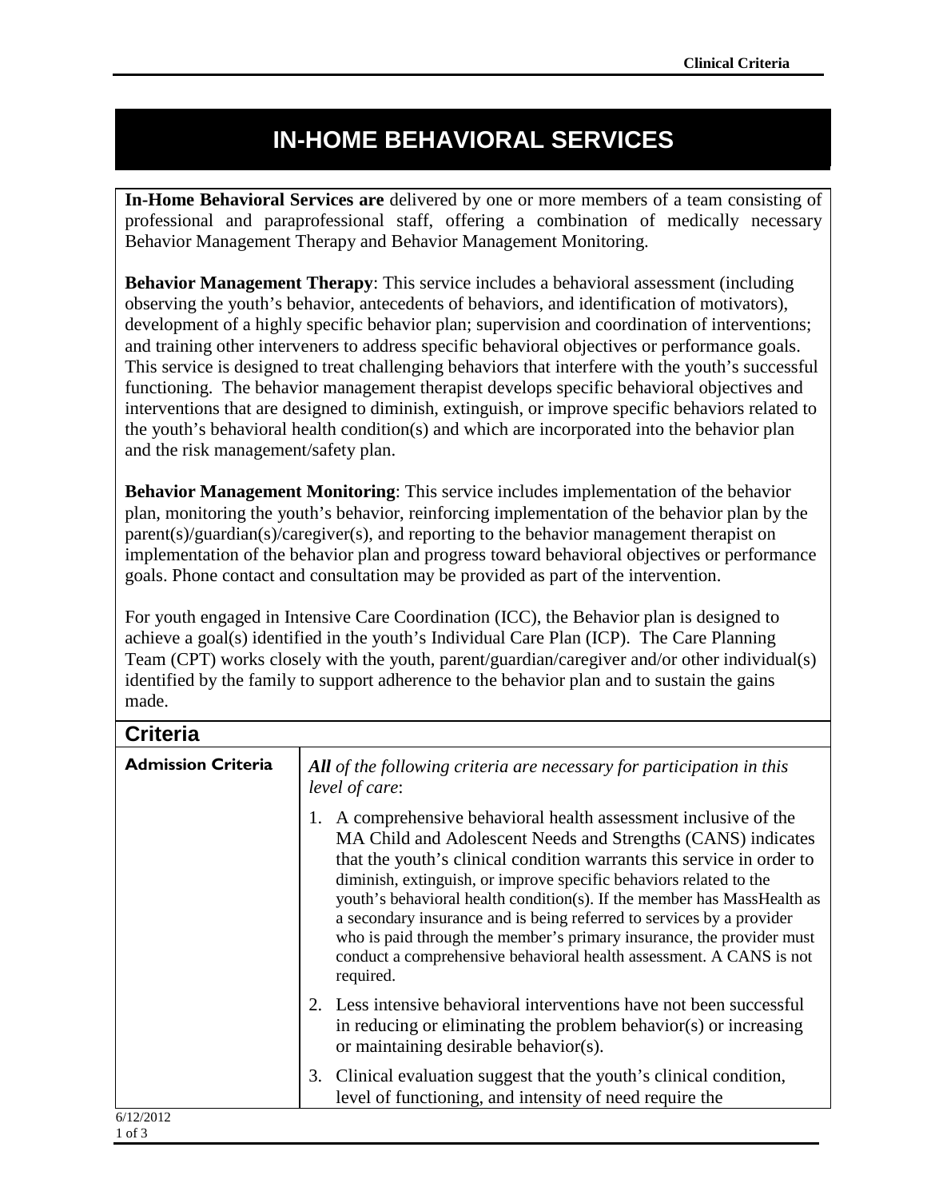# IN-HOME BEHAVIORAL SERVICES

**In-Home Behavioral Services are** delivered by one or more members of a team consisting of professional and paraprofessional staff, offering a combination of medically necessary Behavior Management Therapy and Behavior Management Monitoring.

**Behavior Management Therapy**: This service includes a behavioral assessment (including observing the youth's behavior, antecedents of behaviors, and identification of motivators), development of a highly specific behavior plan; supervision and coordination of interventions; and training other interveners to address specific behavioral objectives or performance goals. This service is designed to treat challenging behaviors that interfere with the youth's successful functioning. The behavior management therapist develops specific behavioral objectives and interventions that are designed to diminish, extinguish, or improve specific behaviors related to the youth's behavioral health condition(s) and which are incorporated into the behavior plan and the risk management/safety plan.

**Behavior Management Monitoring**: This service includes implementation of the behavior plan, monitoring the youth's behavior, reinforcing implementation of the behavior plan by the parent(s)/guardian(s)/caregiver(s), and reporting to the behavior management therapist on implementation of the behavior plan and progress toward behavioral objectives or performance goals. Phone contact and consultation may be provided as part of the intervention.

For youth engaged in Intensive Care Coordination (ICC), the Behavior plan is designed to achieve a goal(s) identified in the youth's Individual Care Plan (ICP). The Care Planning Team (CPT) works closely with the youth, parent/guardian/caregiver and/or other individual(s) identified by the family to support adherence to the behavior plan and to sustain the gains made.

## Criteria

| | |
|---|---|
| **Admission Criteria** | ***All*** *of the following criteria are necessary for participation in this level of care*:<br><br>1. A comprehensive behavioral health assessment inclusive of the MA Child and Adolescent Needs and Strengths (CANS) indicates that the youth's clinical condition warrants this service in order to diminish, extinguish, or improve specific behaviors related to the youth's behavioral health condition(s). If the member has MassHealth as a secondary insurance and is being referred to services by a provider who is paid through the member's primary insurance, the provider must conduct a comprehensive behavioral health assessment. A CANS is not required.<br><br>2. Less intensive behavioral interventions have not been successful in reducing or eliminating the problem behavior(s) or increasing or maintaining desirable behavior(s).<br><br>3. Clinical evaluation suggest that the youth's clinical condition, level of functioning, and intensity of need require the |

6/12/2012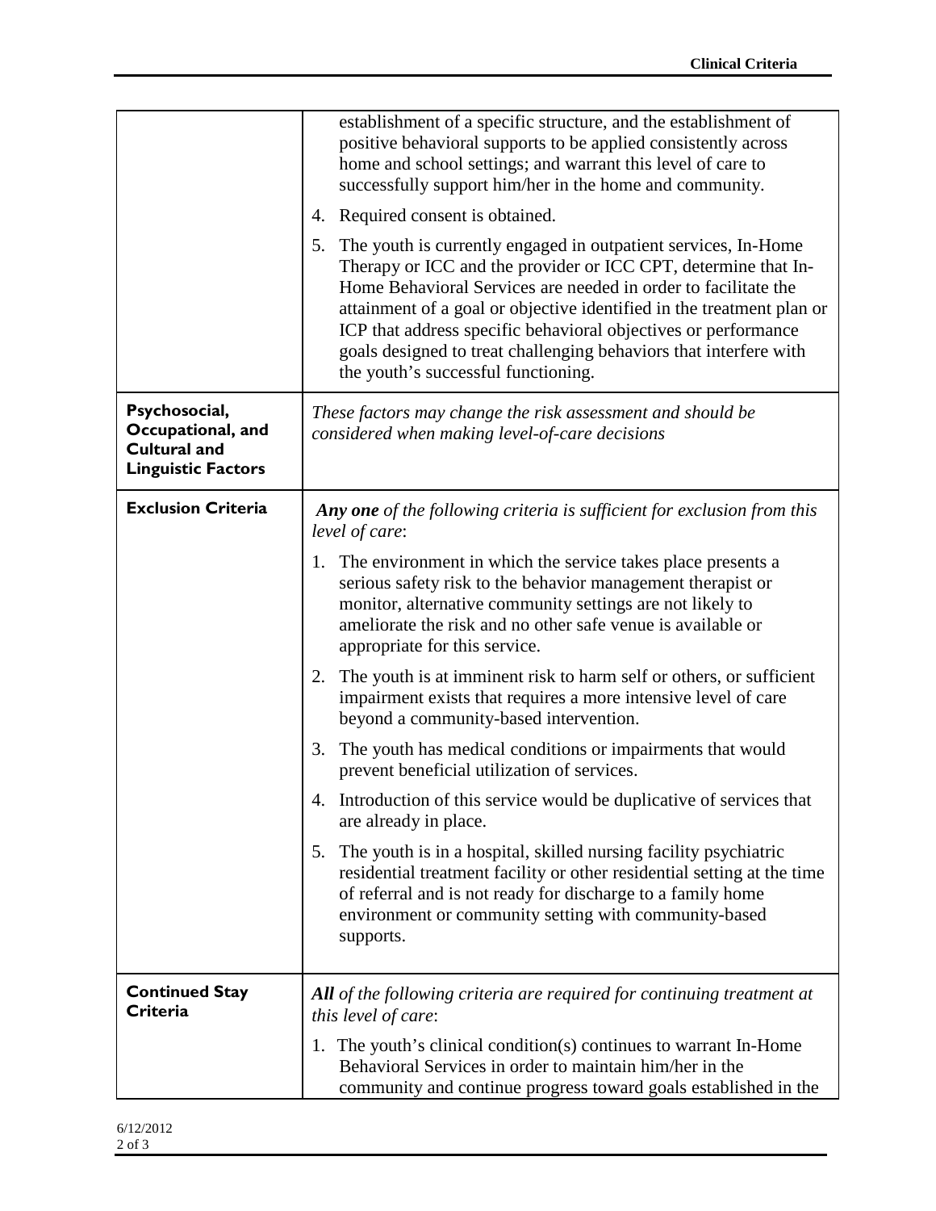| | |
|---|---|
| | establishment of a specific structure, and the establishment of positive behavioral supports to be applied consistently across home and school settings; and warrant this level of care to successfully support him/her in the home and community.<br><br>4. Required consent is obtained.<br><br>5. The youth is currently engaged in outpatient services, In-Home Therapy or ICC and the provider or ICC CPT, determine that In-Home Behavioral Services are needed in order to facilitate the attainment of a goal or objective identified in the treatment plan or ICP that address specific behavioral objectives or performance goals designed to treat challenging behaviors that interfere with the youth's successful functioning. |
| **Psychosocial, Occupational, and Cultural and Linguistic Factors** | *These factors may change the risk assessment and should be considered when making level-of-care decisions* |
| **Exclusion Criteria** | ***Any one** of the following criteria is sufficient for exclusion from this level of care*:<br><br>1. The environment in which the service takes place presents a serious safety risk to the behavior management therapist or monitor, alternative community settings are not likely to ameliorate the risk and no other safe venue is available or appropriate for this service.<br><br>2. The youth is at imminent risk to harm self or others, or sufficient impairment exists that requires a more intensive level of care beyond a community-based intervention.<br><br>3. The youth has medical conditions or impairments that would prevent beneficial utilization of services.<br><br>4. Introduction of this service would be duplicative of services that are already in place.<br><br>5. The youth is in a hospital, skilled nursing facility psychiatric residential treatment facility or other residential setting at the time of referral and is not ready for discharge to a family home environment or community setting with community-based supports. |
| **Continued Stay Criteria** | ***All** of the following criteria are required for continuing treatment at this level of care*:<br><br>1. The youth's clinical condition(s) continues to warrant In-Home Behavioral Services in order to maintain him/her in the community and continue progress toward goals established in the |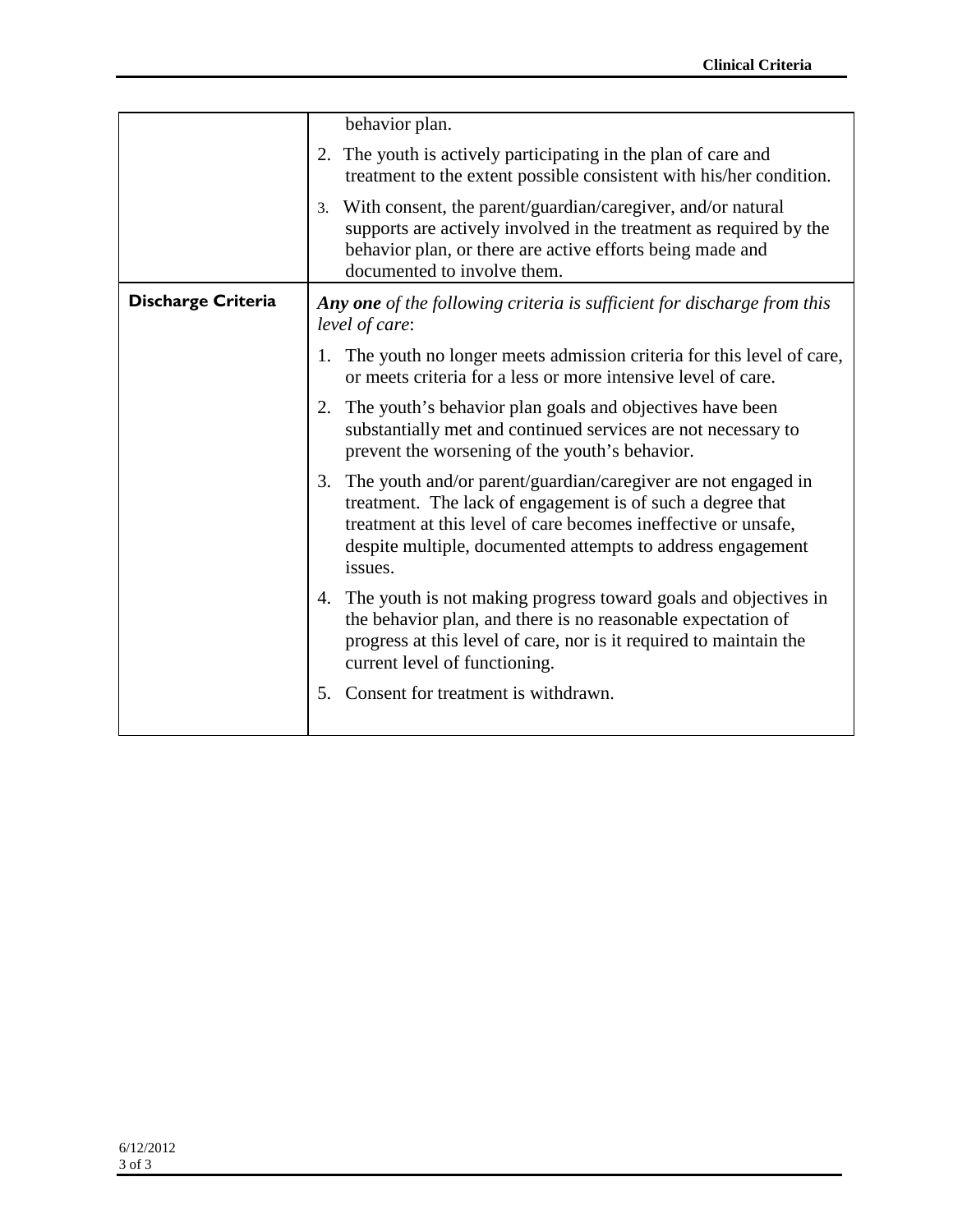| | |
|---|---|
| | behavior plan.<br>2. The youth is actively participating in the plan of care and treatment to the extent possible consistent with his/her condition.<br>3. With consent, the parent/guardian/caregiver, and/or natural supports are actively involved in the treatment as required by the behavior plan, or there are active efforts being made and documented to involve them. |
| **Discharge Criteria** | ***Any one*** *of the following criteria is sufficient for discharge from this level of care*:<br>1. The youth no longer meets admission criteria for this level of care, or meets criteria for a less or more intensive level of care.<br>2. The youth's behavior plan goals and objectives have been substantially met and continued services are not necessary to prevent the worsening of the youth's behavior.<br>3. The youth and/or parent/guardian/caregiver are not engaged in treatment. The lack of engagement is of such a degree that treatment at this level of care becomes ineffective or unsafe, despite multiple, documented attempts to address engagement issues.<br>4. The youth is not making progress toward goals and objectives in the behavior plan, and there is no reasonable expectation of progress at this level of care, nor is it required to maintain the current level of functioning.<br>5. Consent for treatment is withdrawn. |